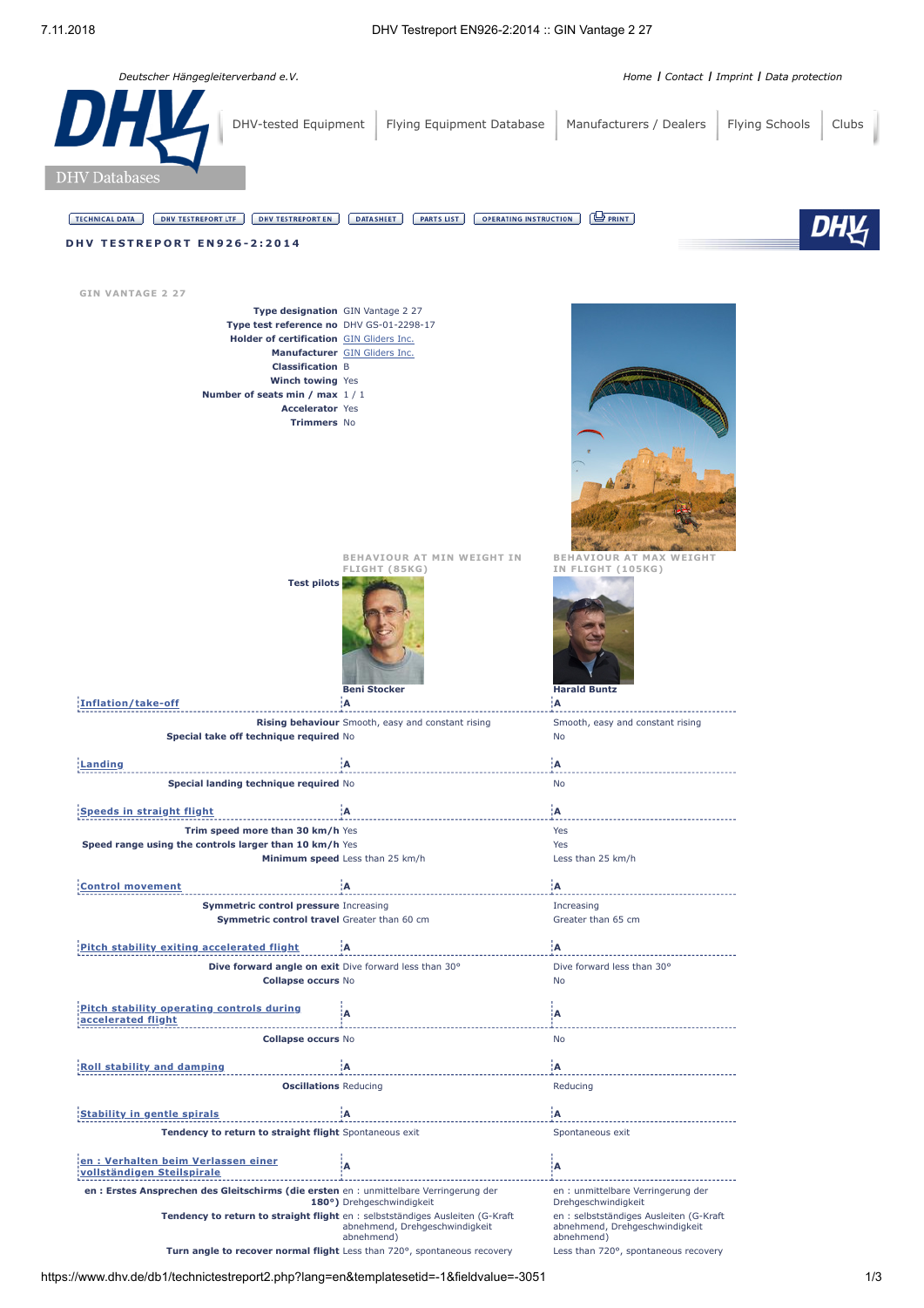Deutscher Hängegleiterverband e.V.

Home | Contact | Imprint | Data protection

DHV-tested Equipment | Flying Equipment Database | Manufacturers / Dealers | Flying Schools | Clubs

DHV Databases

TECHNICAL DATA | DHV TESTREPORT LTF | DHV TESTREPORT EN | DATASHEET | PARTS LIST | OPERATING INSTRUCTION | PRINT

# DHV TESTREPORT EN926-2:2014

## GIN VANTAGE 2 27

| | |
|---|---|
| **Type designation** | GIN Vantage 2 27 |
| **Type test reference no** | DHV GS-01-2298-17 |
| **Holder of certification** | GIN Gliders Inc. |
| **Manufacturer** | GIN Gliders Inc. |
| **Classification** | B |
| **Winch towing** | Yes |
| **Number of seats min / max** | 1 / 1 |
| **Accelerator** | Yes |
| **Trimmers** | No |

| | BEHAVIOUR AT MIN WEIGHT IN FLIGHT (85KG) | BEHAVIOUR AT MAX WEIGHT IN FLIGHT (105KG) |
|---|---|---|
| **Test pilots** | Beni Stocker | Harald Buntz |
| **Inflation/take-off** | A | A |
| **Rising behaviour** | Smooth, easy and constant rising | Smooth, easy and constant rising |
| **Special take off technique required** | No | No |
| **Landing** | A | A |
| **Special landing technique required** | No | No |
| **Speeds in straight flight** | A | A |
| **Trim speed more than 30 km/h** | Yes | Yes |
| **Speed range using the controls larger than 10 km/h** | Yes | Yes |
| **Minimum speed** | Less than 25 km/h | Less than 25 km/h |
| **Control movement** | A | A |
| **Symmetric control pressure** | Increasing | Increasing |
| **Symmetric control travel** | Greater than 60 cm | Greater than 65 cm |
| **Pitch stability exiting accelerated flight** | A | A |
| **Dive forward angle on exit** | Dive forward less than 30° | Dive forward less than 30° |
| **Collapse occurs** | No | No |
| **Pitch stability operating controls during accelerated flight** | A | A |
| **Collapse occurs** | No | No |
| **Roll stability and damping** | A | A |
| **Oscillations** | Reducing | Reducing |
| **Stability in gentle spirals** | A | A |
| **Tendency to return to straight flight** | Spontaneous exit | Spontaneous exit |
| **en : Verhalten beim Verlassen einer vollständigen Steilspirale** | A | A |
| **en : Erstes Ansprechen des Gleitschirms (die ersten 180°)** | en : unmittelbare Verringerung der Drehgeschwindigkeit | en : unmittelbare Verringerung der Drehgeschwindigkeit |
| **Tendency to return to straight flight** | en : selbstständiges Ausleiten (G-Kraft abnehmend, Drehgeschwindigkeit abnehmend) | en : selbstständiges Ausleiten (G-Kraft abnehmend, Drehgeschwindigkeit abnehmend) |
| **Turn angle to recover normal flight** | Less than 720°, spontaneous recovery | Less than 720°, spontaneous recovery |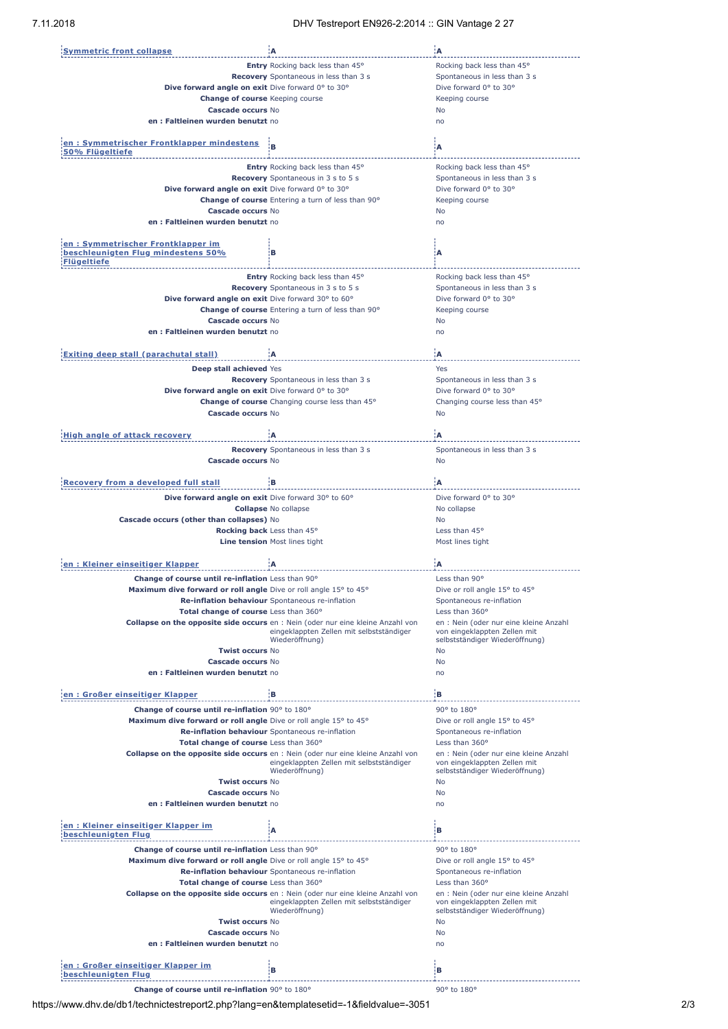| Symmetric front collapse | A | A |
| --- | --- | --- |
| **Entry** | Rocking back less than 45° | Rocking back less than 45° |
| **Recovery** | Spontaneous in less than 3 s | Spontaneous in less than 3 s |
| **Dive forward angle on exit** | Dive forward 0° to 30° | Dive forward 0° to 30° |
| **Change of course** | Keeping course | Keeping course |
| **Cascade occurs** | No | No |
| **en : Faltleinen wurden benutzt** | no | no |

| en : Symmetrischer Frontklapper mindestens 50% Flügeltiefe | B | A |
| --- | --- | --- |
| **Entry** | Rocking back less than 45° | Rocking back less than 45° |
| **Recovery** | Spontaneous in 3 s to 5 s | Spontaneous in less than 3 s |
| **Dive forward angle on exit** | Dive forward 0° to 30° | Dive forward 0° to 30° |
| **Change of course** | Entering a turn of less than 90° | Keeping course |
| **Cascade occurs** | No | No |
| **en : Faltleinen wurden benutzt** | no | no |

| en : Symmetrischer Frontklapper im beschleunigten Flug mindestens 50% Flügeltiefe | B | A |
| --- | --- | --- |
| **Entry** | Rocking back less than 45° | Rocking back less than 45° |
| **Recovery** | Spontaneous in 3 s to 5 s | Spontaneous in less than 3 s |
| **Dive forward angle on exit** | Dive forward 30° to 60° | Dive forward 0° to 30° |
| **Change of course** | Entering a turn of less than 90° | Keeping course |
| **Cascade occurs** | No | No |
| **en : Faltleinen wurden benutzt** | no | no |

| Exiting deep stall (parachutal stall) | A | A |
| --- | --- | --- |
| **Deep stall achieved** | Yes | Yes |
| **Recovery** | Spontaneous in less than 3 s | Spontaneous in less than 3 s |
| **Dive forward angle on exit** | Dive forward 0° to 30° | Dive forward 0° to 30° |
| **Change of course** | Changing course less than 45° | Changing course less than 45° |
| **Cascade occurs** | No | No |

| High angle of attack recovery | A | A |
| --- | --- | --- |
| **Recovery** | Spontaneous in less than 3 s | Spontaneous in less than 3 s |
| **Cascade occurs** | No | No |

| Recovery from a developed full stall | B | A |
| --- | --- | --- |
| **Dive forward angle on exit** | Dive forward 30° to 60° | Dive forward 0° to 30° |
| **Collapse** | No collapse | No collapse |
| **Cascade occurs (other than collapses)** | No | No |
| **Rocking back** | Less than 45° | Less than 45° |
| **Line tension** | Most lines tight | Most lines tight |

| en : Kleiner einseitiger Klapper | A | A |
| --- | --- | --- |
| **Change of course until re-inflation** | Less than 90° | Less than 90° |
| **Maximum dive forward or roll angle** | Dive or roll angle 15° to 45° | Dive or roll angle 15° to 45° |
| **Re-inflation behaviour** | Spontaneous re-inflation | Spontaneous re-inflation |
| **Total change of course** | Less than 360° | Less than 360° |
| **Collapse on the opposite side occurs** | en : Nein (oder nur eine kleine Anzahl von eingeklappten Zellen mit selbstständiger Wiederöffnung) | en : Nein (oder nur eine kleine Anzahl von eingeklappten Zellen mit selbstständiger Wiederöffnung) |
| **Twist occurs** | No | No |
| **Cascade occurs** | No | No |
| **en : Faltleinen wurden benutzt** | no | no |

| en : Großer einseitiger Klapper | B | B |
| --- | --- | --- |
| **Change of course until re-inflation** | 90° to 180° | 90° to 180° |
| **Maximum dive forward or roll angle** | Dive or roll angle 15° to 45° | Dive or roll angle 15° to 45° |
| **Re-inflation behaviour** | Spontaneous re-inflation | Spontaneous re-inflation |
| **Total change of course** | Less than 360° | Less than 360° |
| **Collapse on the opposite side occurs** | en : Nein (oder nur eine kleine Anzahl von eingeklappten Zellen mit selbstständiger Wiederöffnung) | en : Nein (oder nur eine kleine Anzahl von eingeklappten Zellen mit selbstständiger Wiederöffnung) |
| **Twist occurs** | No | No |
| **Cascade occurs** | No | No |
| **en : Faltleinen wurden benutzt** | no | no |

| en : Kleiner einseitiger Klapper im beschleunigten Flug | A | B |
| --- | --- | --- |
| **Change of course until re-inflation** | Less than 90° | 90° to 180° |
| **Maximum dive forward or roll angle** | Dive or roll angle 15° to 45° | Dive or roll angle 15° to 45° |
| **Re-inflation behaviour** | Spontaneous re-inflation | Spontaneous re-inflation |
| **Total change of course** | Less than 360° | Less than 360° |
| **Collapse on the opposite side occurs** | en : Nein (oder nur eine kleine Anzahl von eingeklappten Zellen mit selbstständiger Wiederöffnung) | en : Nein (oder nur eine kleine Anzahl von eingeklappten Zellen mit selbstständiger Wiederöffnung) |
| **Twist occurs** | No | No |
| **Cascade occurs** | No | No |
| **en : Faltleinen wurden benutzt** | no | no |

| en : Großer einseitiger Klapper im beschleunigten Flug | B | B |
| --- | --- | --- |
| **Change of course until re-inflation** | 90° to 180° | 90° to 180° |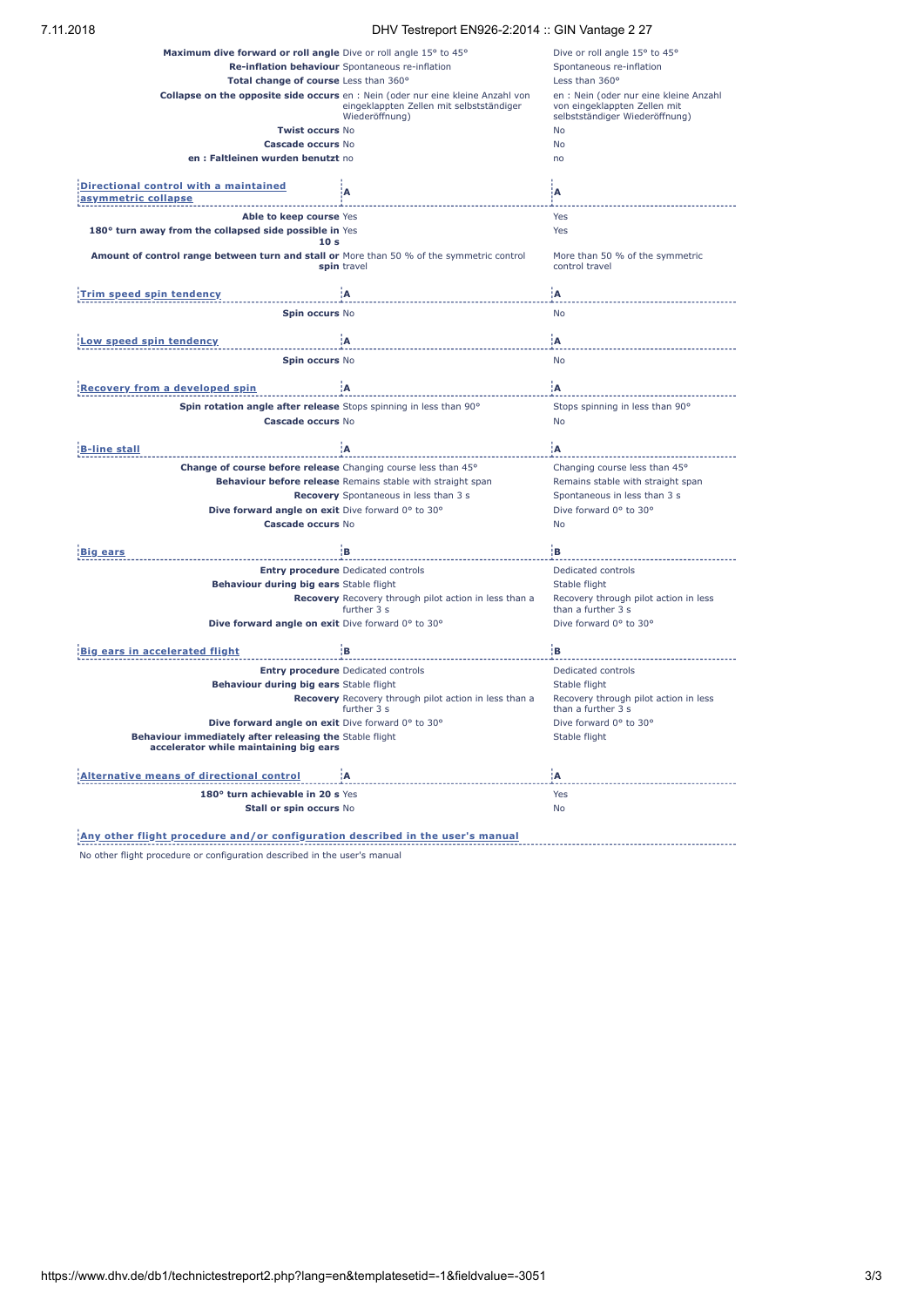| | | |
|---|---|---|
| **Maximum dive forward or roll angle** | Dive or roll angle 15° to 45° | Dive or roll angle 15° to 45° |
| **Re-inflation behaviour** | Spontaneous re-inflation | Spontaneous re-inflation |
| **Total change of course** | Less than 360° | Less than 360° |
| **Collapse on the opposite side occurs** | en : Nein (oder nur eine kleine Anzahl von eingeklappten Zellen mit selbstständiger Wiederöffnung) | en : Nein (oder nur eine kleine Anzahl von eingeklappten Zellen mit selbstständiger Wiederöffnung) |
| **Twist occurs** | No | No |
| **Cascade occurs** | No | No |
| **en : Faltleinen wurden benutzt** | no | no |

| Directional control with a maintained asymmetric collapse | A | A |
|---|---|---|
| **Able to keep course** | Yes | Yes |
| **180° turn away from the collapsed side possible in 10 s** | Yes | Yes |
| **Amount of control range between turn and stall or spin** | More than 50 % of the symmetric control travel | More than 50 % of the symmetric control travel |

| Trim speed spin tendency | A | A |
|---|---|---|
| **Spin occurs** | No | No |

| Low speed spin tendency | A | A |
|---|---|---|
| **Spin occurs** | No | No |

| Recovery from a developed spin | A | A |
|---|---|---|
| **Spin rotation angle after release** | Stops spinning in less than 90° | Stops spinning in less than 90° |
| **Cascade occurs** | No | No |

| B-line stall | A | A |
|---|---|---|
| **Change of course before release** | Changing course less than 45° | Changing course less than 45° |
| **Behaviour before release** | Remains stable with straight span | Remains stable with straight span |
| **Recovery** | Spontaneous in less than 3 s | Spontaneous in less than 3 s |
| **Dive forward angle on exit** | Dive forward 0° to 30° | Dive forward 0° to 30° |
| **Cascade occurs** | No | No |

| Big ears | B | B |
|---|---|---|
| **Entry procedure** | Dedicated controls | Dedicated controls |
| **Behaviour during big ears** | Stable flight | Stable flight |
| **Recovery** | Recovery through pilot action in less than a further 3 s | Recovery through pilot action in less than a further 3 s |
| **Dive forward angle on exit** | Dive forward 0° to 30° | Dive forward 0° to 30° |

| Big ears in accelerated flight | B | B |
|---|---|---|
| **Entry procedure** | Dedicated controls | Dedicated controls |
| **Behaviour during big ears** | Stable flight | Stable flight |
| **Recovery** | Recovery through pilot action in less than a further 3 s | Recovery through pilot action in less than a further 3 s |
| **Dive forward angle on exit** | Dive forward 0° to 30° | Dive forward 0° to 30° |
| **Behaviour immediately after releasing the accelerator while maintaining big ears** | Stable flight | Stable flight |

| Alternative means of directional control | A | A |
|---|---|---|
| **180° turn achievable in 20 s** | Yes | Yes |
| **Stall or spin occurs** | No | No |

**Any other flight procedure and/or configuration described in the user's manual**

No other flight procedure or configuration described in the user's manual